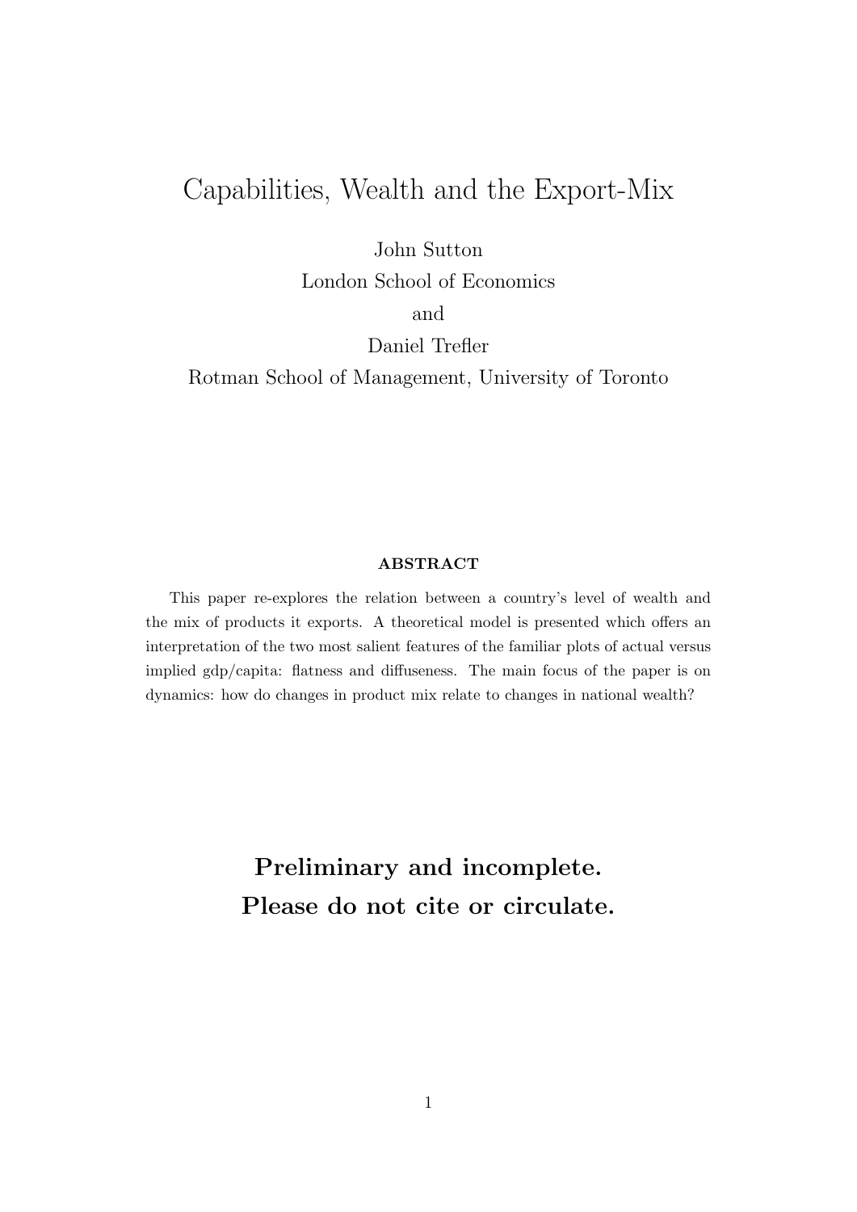# Capabilities, Wealth and the Export-Mix

John Sutton
London School of Economics
and
Daniel Trefler
Rotman School of Management, University of Toronto

**ABSTRACT**

This paper re-explores the relation between a country's level of wealth and the mix of products it exports. A theoretical model is presented which offers an interpretation of the two most salient features of the familiar plots of actual versus implied gdp/capita: flatness and diffuseness. The main focus of the paper is on dynamics: how do changes in product mix relate to changes in national wealth?

**Preliminary and incomplete.**
**Please do not cite or circulate.**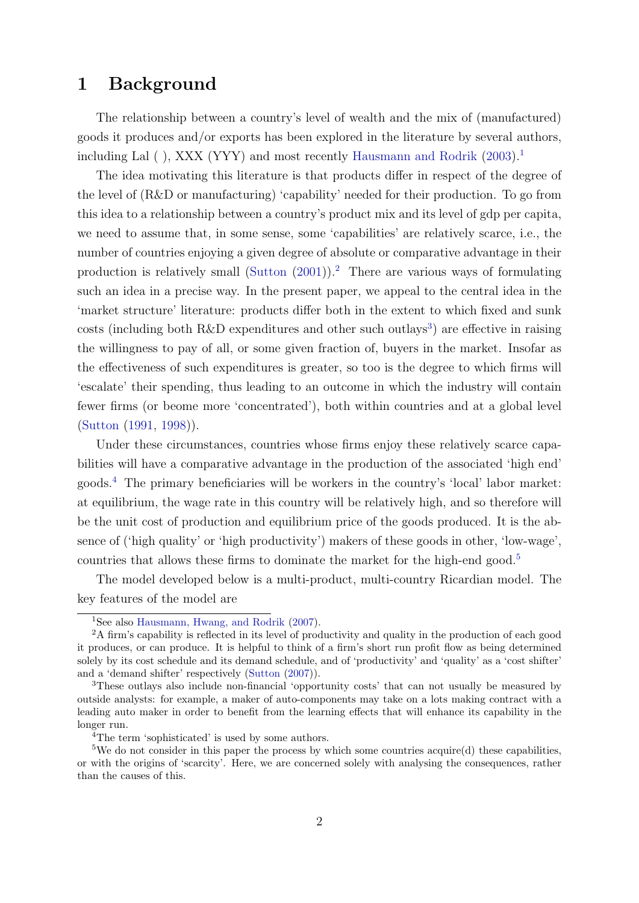# 1 Background

The relationship between a country's level of wealth and the mix of (manufactured) goods it produces and/or exports has been explored in the literature by several authors, including Lal ( ), XXX (YYY) and most recently Hausmann and Rodrik (2003).[1]

The idea motivating this literature is that products differ in respect of the degree of the level of (R&D or manufacturing) 'capability' needed for their production. To go from this idea to a relationship between a country's product mix and its level of gdp per capita, we need to assume that, in some sense, some 'capabilities' are relatively scarce, i.e., the number of countries enjoying a given degree of absolute or comparative advantage in their production is relatively small (Sutton (2001)).[2] There are various ways of formulating such an idea in a precise way. In the present paper, we appeal to the central idea in the 'market structure' literature: products differ both in the extent to which fixed and sunk costs (including both R&D expenditures and other such outlays[3]) are effective in raising the willingness to pay of all, or some given fraction of, buyers in the market. Insofar as the effectiveness of such expenditures is greater, so too is the degree to which firms will 'escalate' their spending, thus leading to an outcome in which the industry will contain fewer firms (or beome more 'concentrated'), both within countries and at a global level (Sutton (1991, 1998)).

Under these circumstances, countries whose firms enjoy these relatively scarce capabilities will have a comparative advantage in the production of the associated 'high end' goods.[4] The primary beneficiaries will be workers in the country's 'local' labor market: at equilibrium, the wage rate in this country will be relatively high, and so therefore will be the unit cost of production and equilibrium price of the goods produced. It is the absence of ('high quality' or 'high productivity') makers of these goods in other, 'low-wage', countries that allows these firms to dominate the market for the high-end good.[5]

The model developed below is a multi-product, multi-country Ricardian model. The key features of the model are

---

[1] See also Hausmann, Hwang, and Rodrik (2007).

[2] A firm's capability is reflected in its level of productivity and quality in the production of each good it produces, or can produce. It is helpful to think of a firm's short run profit flow as being determined solely by its cost schedule and its demand schedule, and of 'productivity' and 'quality' as a 'cost shifter' and a 'demand shifter' respectively (Sutton (2007)).

[3] These outlays also include non-financial 'opportunity costs' that can not usually be measured by outside analysts: for example, a maker of auto-components may take on a lots making contract with a leading auto maker in order to benefit from the learning effects that will enhance its capability in the longer run.

[4] The term 'sophisticated' is used by some authors.

[5] We do not consider in this paper the process by which some countries acquire(d) these capabilities, or with the origins of 'scarcity'. Here, we are concerned solely with analysing the consequences, rather than the causes of this.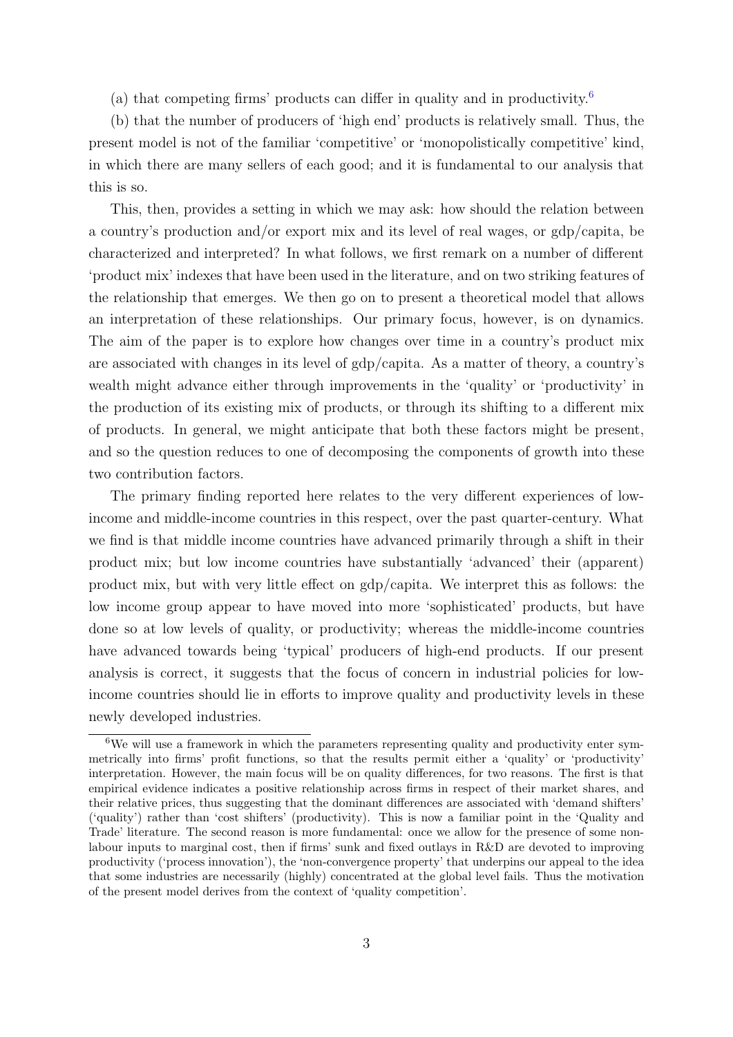(a) that competing firms' products can differ in quality and in productivity.[6]

(b) that the number of producers of 'high end' products is relatively small. Thus, the present model is not of the familiar 'competitive' or 'monopolistically competitive' kind, in which there are many sellers of each good; and it is fundamental to our analysis that this is so.

This, then, provides a setting in which we may ask: how should the relation between a country's production and/or export mix and its level of real wages, or gdp/capita, be characterized and interpreted? In what follows, we first remark on a number of different 'product mix' indexes that have been used in the literature, and on two striking features of the relationship that emerges. We then go on to present a theoretical model that allows an interpretation of these relationships. Our primary focus, however, is on dynamics. The aim of the paper is to explore how changes over time in a country's product mix are associated with changes in its level of gdp/capita. As a matter of theory, a country's wealth might advance either through improvements in the 'quality' or 'productivity' in the production of its existing mix of products, or through its shifting to a different mix of products. In general, we might anticipate that both these factors might be present, and so the question reduces to one of decomposing the components of growth into these two contribution factors.

The primary finding reported here relates to the very different experiences of low-income and middle-income countries in this respect, over the past quarter-century. What we find is that middle income countries have advanced primarily through a shift in their product mix; but low income countries have substantially 'advanced' their (apparent) product mix, but with very little effect on gdp/capita. We interpret this as follows: the low income group appear to have moved into more 'sophisticated' products, but have done so at low levels of quality, or productivity; whereas the middle-income countries have advanced towards being 'typical' producers of high-end products. If our present analysis is correct, it suggests that the focus of concern in industrial policies for low-income countries should lie in efforts to improve quality and productivity levels in these newly developed industries.

[6] We will use a framework in which the parameters representing quality and productivity enter symmetrically into firms' profit functions, so that the results permit either a 'quality' or 'productivity' interpretation. However, the main focus will be on quality differences, for two reasons. The first is that empirical evidence indicates a positive relationship across firms in respect of their market shares, and their relative prices, thus suggesting that the dominant differences are associated with 'demand shifters' ('quality') rather than 'cost shifters' (productivity). This is now a familiar point in the 'Quality and Trade' literature. The second reason is more fundamental: once we allow for the presence of some non-labour inputs to marginal cost, then if firms' sunk and fixed outlays in R&D are devoted to improving productivity ('process innovation'), the 'non-convergence property' that underpins our appeal to the idea that some industries are necessarily (highly) concentrated at the global level fails. Thus the motivation of the present model derives from the context of 'quality competition'.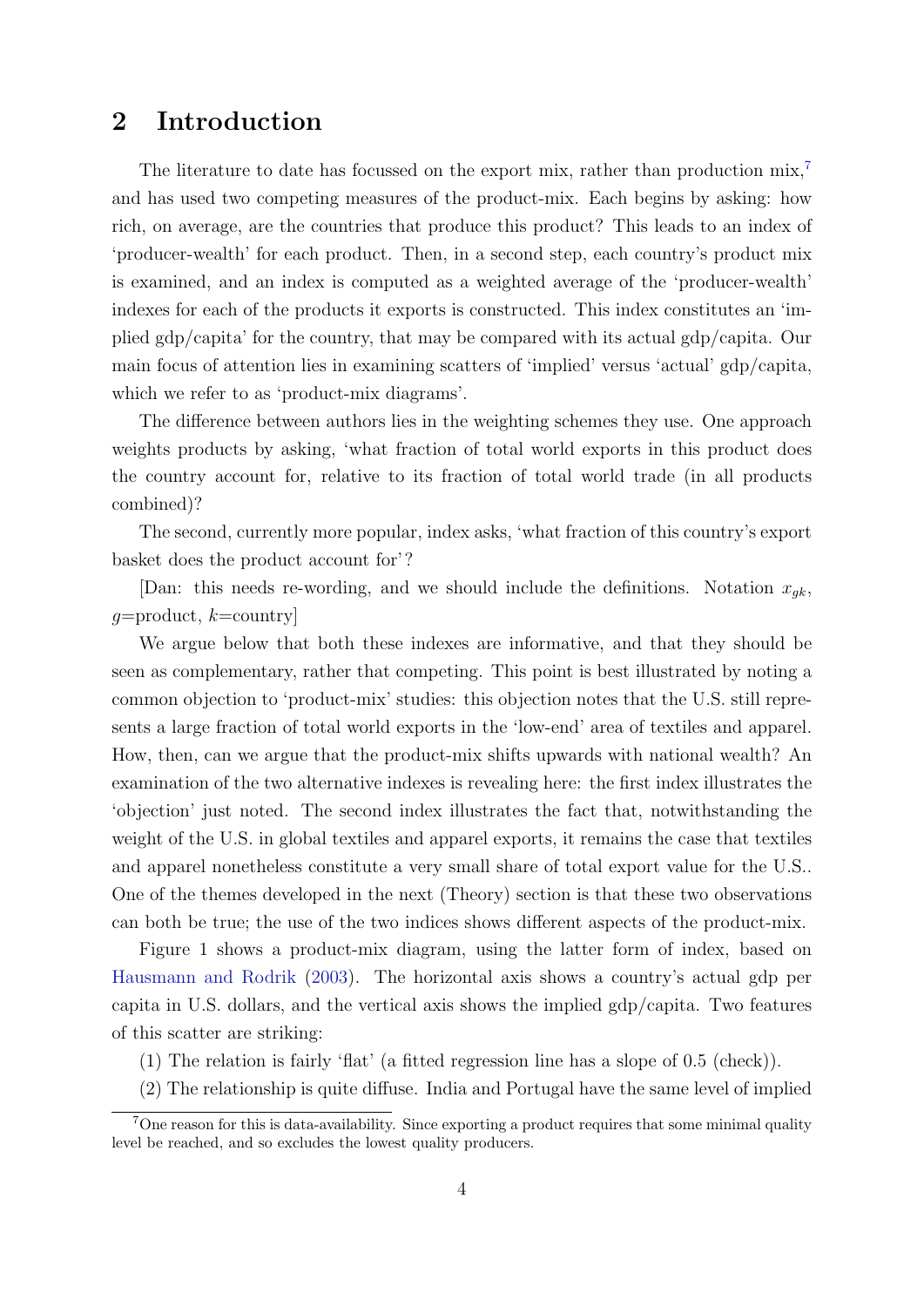## 2 Introduction

The literature to date has focussed on the export mix, rather than production mix,[7] and has used two competing measures of the product-mix. Each begins by asking: how rich, on average, are the countries that produce this product? This leads to an index of 'producer-wealth' for each product. Then, in a second step, each country's product mix is examined, and an index is computed as a weighted average of the 'producer-wealth' indexes for each of the products it exports is constructed. This index constitutes an 'implied gdp/capita' for the country, that may be compared with its actual gdp/capita. Our main focus of attention lies in examining scatters of 'implied' versus 'actual' gdp/capita, which we refer to as 'product-mix diagrams'.

The difference between authors lies in the weighting schemes they use. One approach weights products by asking, 'what fraction of total world exports in this product does the country account for, relative to its fraction of total world trade (in all products combined)?

The second, currently more popular, index asks, 'what fraction of this country's export basket does the product account for'?

[Dan: this needs re-wording, and we should include the definitions. Notation $x_{gk}$, $g$=product, $k$=country]

We argue below that both these indexes are informative, and that they should be seen as complementary, rather that competing. This point is best illustrated by noting a common objection to 'product-mix' studies: this objection notes that the U.S. still represents a large fraction of total world exports in the 'low-end' area of textiles and apparel. How, then, can we argue that the product-mix shifts upwards with national wealth? An examination of the two alternative indexes is revealing here: the first index illustrates the 'objection' just noted. The second index illustrates the fact that, notwithstanding the weight of the U.S. in global textiles and apparel exports, it remains the case that textiles and apparel nonetheless constitute a very small share of total export value for the U.S.. One of the themes developed in the next (Theory) section is that these two observations can both be true; the use of the two indices shows different aspects of the product-mix.

Figure 1 shows a product-mix diagram, using the latter form of index, based on Hausmann and Rodrik (2003). The horizontal axis shows a country's actual gdp per capita in U.S. dollars, and the vertical axis shows the implied gdp/capita. Two features of this scatter are striking:

(1) The relation is fairly 'flat' (a fitted regression line has a slope of 0.5 (check)).

(2) The relationship is quite diffuse. India and Portugal have the same level of implied

---

[7] One reason for this is data-availability. Since exporting a product requires that some minimal quality level be reached, and so excludes the lowest quality producers.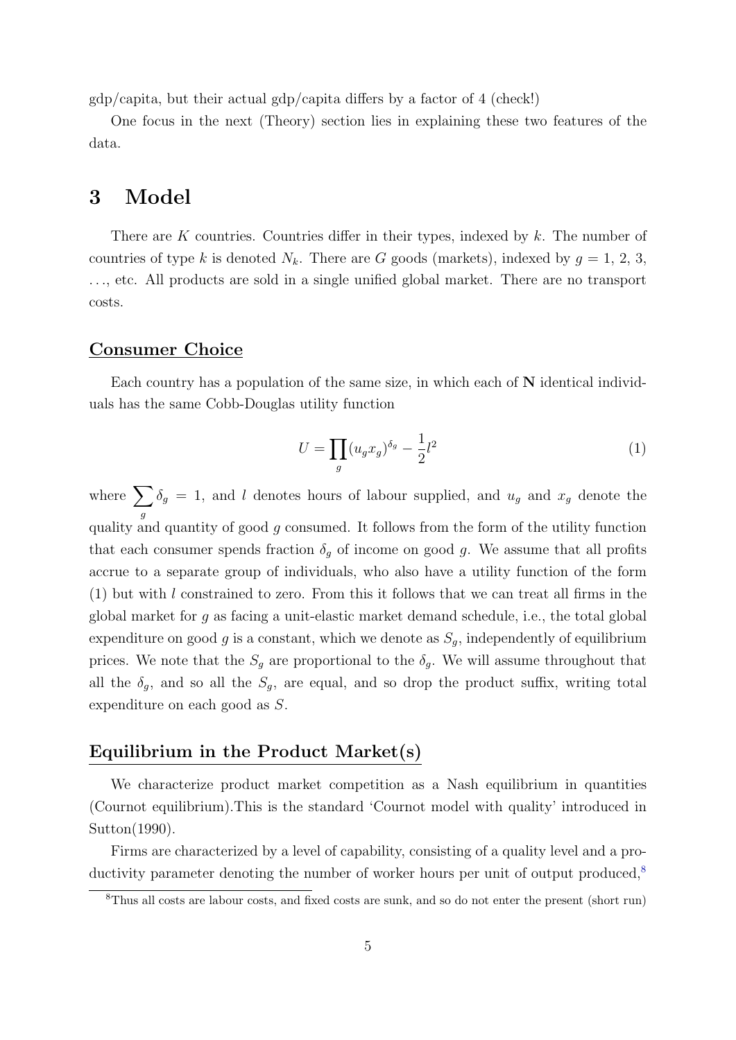gdp/capita, but their actual gdp/capita differs by a factor of 4 (check!)

One focus in the next (Theory) section lies in explaining these two features of the data.

# 3 Model

There are $K$ countries. Countries differ in their types, indexed by $k$. The number of countries of type $k$ is denoted $N_k$. There are $G$ goods (markets), indexed by $g$ = 1, 2, 3, ..., etc. All products are sold in a single unified global market. There are no transport costs.

## Consumer Choice

Each country has a population of the same size, in which each of $\mathbf{N}$ identical individuals has the same Cobb-Douglas utility function

$$U = \prod_g (u_g x_g)^{\delta_g} - \frac{1}{2}l^2 \tag{1}$$

where $\sum_g \delta_g = 1$, and $l$ denotes hours of labour supplied, and $u_g$ and $x_g$ denote the quality and quantity of good $g$ consumed. It follows from the form of the utility function that each consumer spends fraction $\delta_g$ of income on good $g$. We assume that all profits accrue to a separate group of individuals, who also have a utility function of the form (1) but with $l$ constrained to zero. From this it follows that we can treat all firms in the global market for $g$ as facing a unit-elastic market demand schedule, i.e., the total global expenditure on good $g$ is a constant, which we denote as $S_g$, independently of equilibrium prices. We note that the $S_g$ are proportional to the $\delta_g$. We will assume throughout that all the $\delta_g$, and so all the $S_g$, are equal, and so drop the product suffix, writing total expenditure on each good as $S$.

## Equilibrium in the Product Market(s)

We characterize product market competition as a Nash equilibrium in quantities (Cournot equilibrium).This is the standard 'Cournot model with quality' introduced in Sutton(1990).

Firms are characterized by a level of capability, consisting of a quality level and a productivity parameter denoting the number of worker hours per unit of output produced,[8]

[8]Thus all costs are labour costs, and fixed costs are sunk, and so do not enter the present (short run)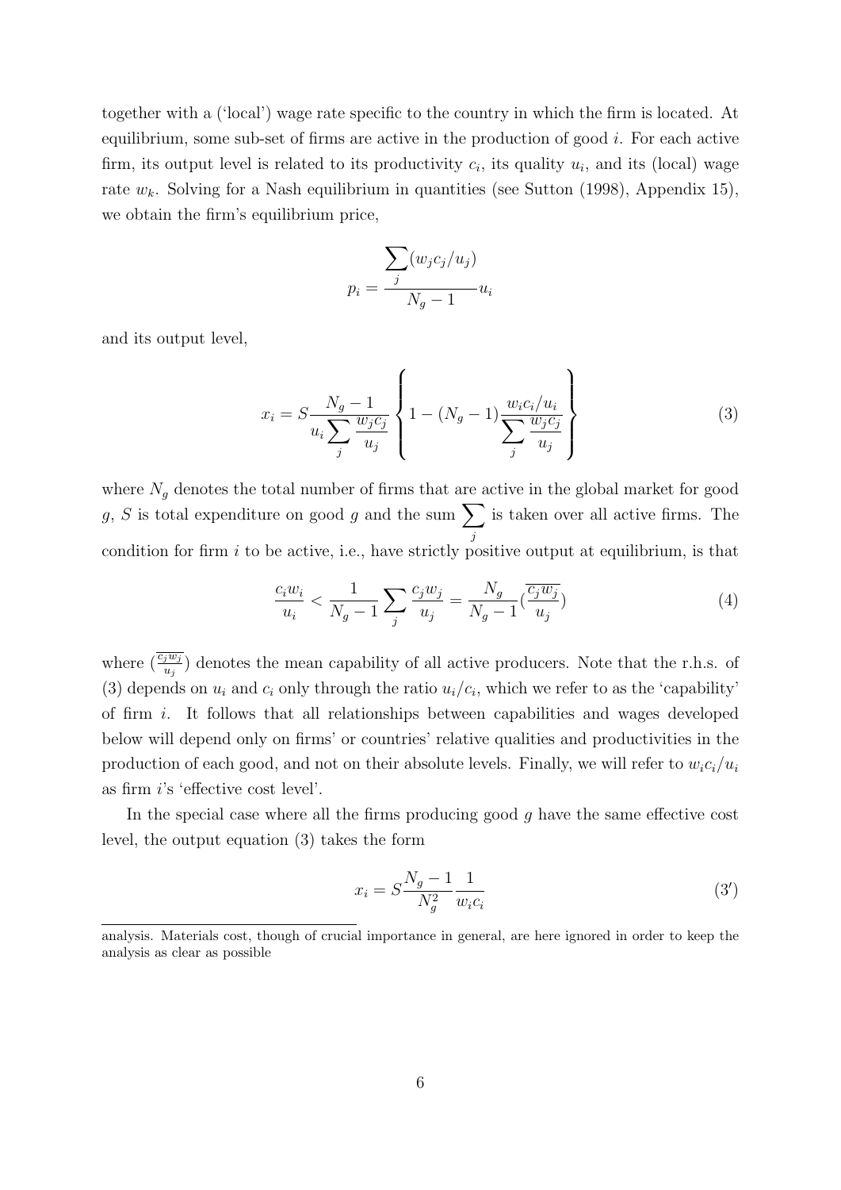together with a ('local') wage rate specific to the country in which the firm is located. At equilibrium, some sub-set of firms are active in the production of good $i$. For each active firm, its output level is related to its productivity $c_i$, its quality $u_i$, and its (local) wage rate $w_k$. Solving for a Nash equilibrium in quantities (see Sutton (1998), Appendix 15), we obtain the firm's equilibrium price,

$$p_i = \frac{\sum_j (w_j c_j / u_j)}{N_g - 1} u_i$$

and its output level,

$$x_i = S \frac{N_g - 1}{u_i \sum_j \frac{w_j c_j}{u_j}} \left\{ 1 - (N_g - 1) \frac{w_i c_i / u_i}{\sum_j \frac{w_j c_j}{u_j}} \right\} \tag{3}$$

where $N_g$ denotes the total number of firms that are active in the global market for good $g$, $S$ is total expenditure on good $g$ and the sum $\sum_j$ is taken over all active firms. The condition for firm $i$ to be active, i.e., have strictly positive output at equilibrium, is that

$$\frac{c_i w_i}{u_i} < \frac{1}{N_g - 1} \sum_j \frac{c_j w_j}{u_j} = \frac{N_g}{N_g - 1} (\overline{\frac{c_j w_j}{u_j}}) \tag{4}$$

where $(\overline{\frac{c_j w_j}{u_j}})$ denotes the mean capability of all active producers. Note that the r.h.s. of (3) depends on $u_i$ and $c_i$ only through the ratio $u_i/c_i$, which we refer to as the 'capability' of firm $i$. It follows that all relationships between capabilities and wages developed below will depend only on firms' or countries' relative qualities and productivities in the production of each good, and not on their absolute levels. Finally, we will refer to $w_i c_i / u_i$ as firm $i$'s 'effective cost level'.

In the special case where all the firms producing good $g$ have the same effective cost level, the output equation (3) takes the form

$$x_i = S \frac{N_g - 1}{N_g^2} \frac{1}{w_i c_i} \tag{3'}$$

analysis. Materials cost, though of crucial importance in general, are here ignored in order to keep the analysis as clear as possible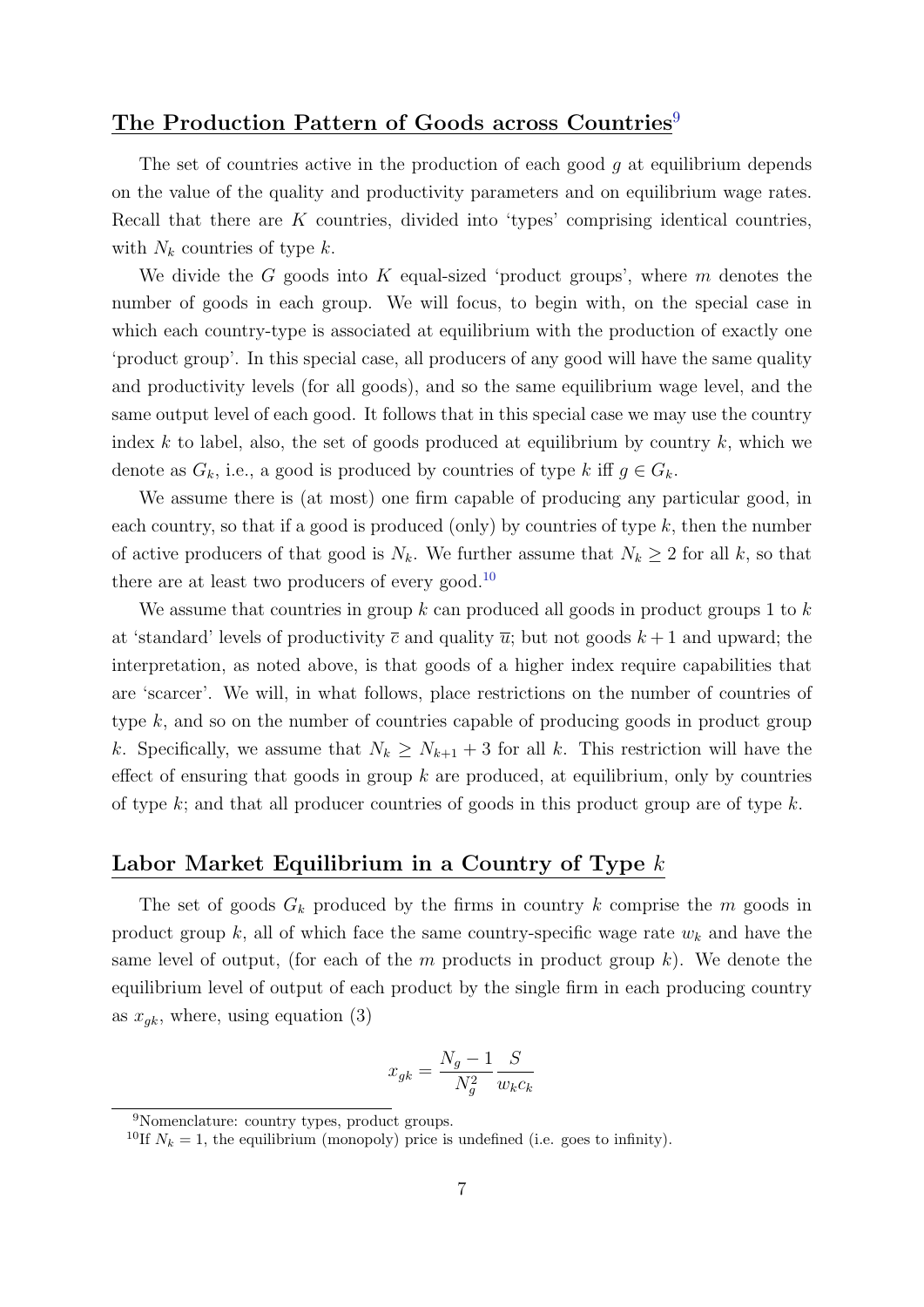## The Production Pattern of Goods across Countries[9]

The set of countries active in the production of each good $g$ at equilibrium depends on the value of the quality and productivity parameters and on equilibrium wage rates. Recall that there are $K$ countries, divided into 'types' comprising identical countries, with $N_k$ countries of type $k$.

We divide the $G$ goods into $K$ equal-sized 'product groups', where $m$ denotes the number of goods in each group. We will focus, to begin with, on the special case in which each country-type is associated at equilibrium with the production of exactly one 'product group'. In this special case, all producers of any good will have the same quality and productivity levels (for all goods), and so the same equilibrium wage level, and the same output level of each good. It follows that in this special case we may use the country index $k$ to label, also, the set of goods produced at equilibrium by country $k$, which we denote as $G_k$, i.e., a good is produced by countries of type $k$ iff $g \in G_k$.

We assume there is (at most) one firm capable of producing any particular good, in each country, so that if a good is produced (only) by countries of type $k$, then the number of active producers of that good is $N_k$. We further assume that $N_k \geq 2$ for all $k$, so that there are at least two producers of every good.[10]

We assume that countries in group $k$ can produced all goods in product groups 1 to $k$ at 'standard' levels of productivity $\overline{c}$ and quality $\overline{u}$; but not goods $k+1$ and upward; the interpretation, as noted above, is that goods of a higher index require capabilities that are 'scarcer'. We will, in what follows, place restrictions on the number of countries of type $k$, and so on the number of countries capable of producing goods in product group $k$. Specifically, we assume that $N_k \geq N_{k+1} + 3$ for all $k$. This restriction will have the effect of ensuring that goods in group $k$ are produced, at equilibrium, only by countries of type $k$; and that all producer countries of goods in this product group are of type $k$.

## Labor Market Equilibrium in a Country of Type $k$

The set of goods $G_k$ produced by the firms in country $k$ comprise the $m$ goods in product group $k$, all of which face the same country-specific wage rate $w_k$ and have the same level of output, (for each of the $m$ products in product group $k$). We denote the equilibrium level of output of each product by the single firm in each producing country as $x_{gk}$, where, using equation (3)

$$x_{gk} = \frac{N_g - 1}{N_g^2} \frac{S}{w_k c_k}$$

[9] Nomenclature: country types, product groups.

[10] If $N_k = 1$, the equilibrium (monopoly) price is undefined (i.e. goes to infinity).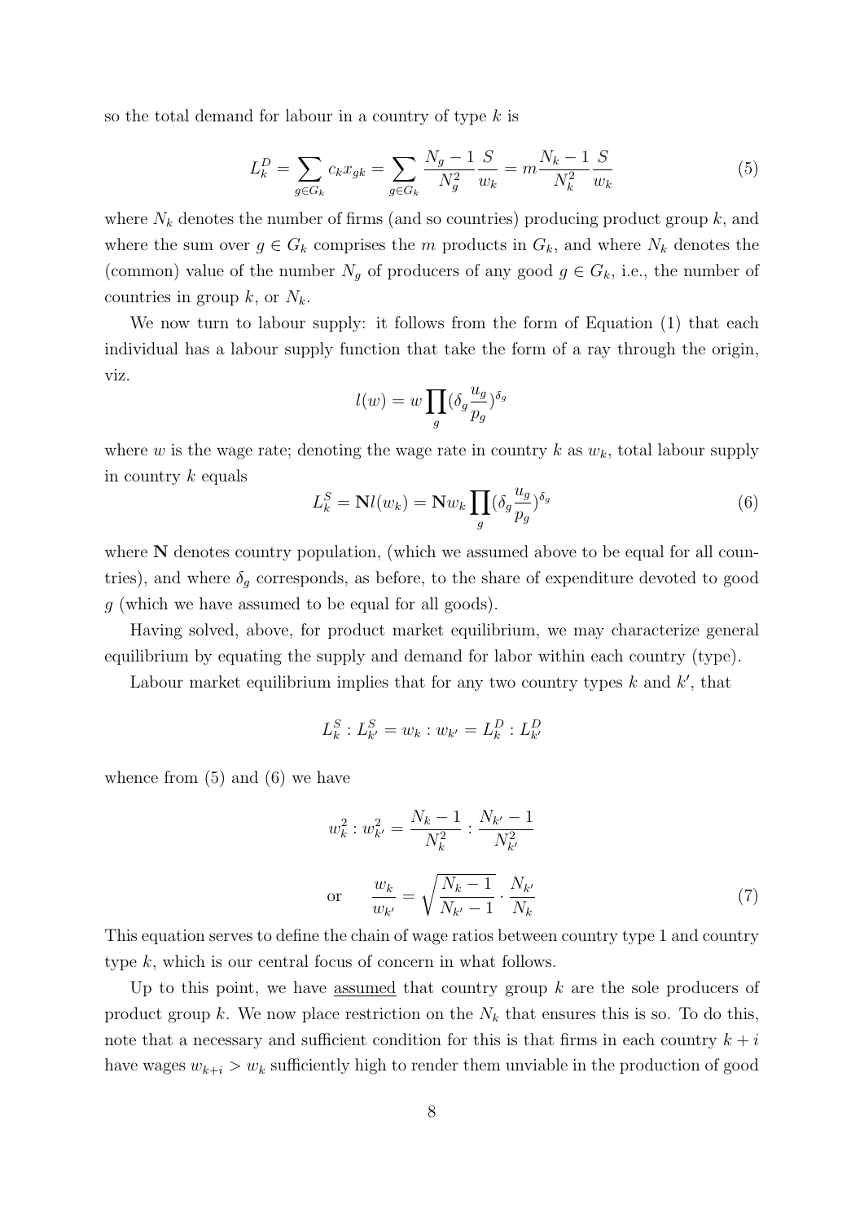so the total demand for labour in a country of type $k$ is

$$L_k^D = \sum_{g \in G_k} c_k x_{gk} = \sum_{g \in G_k} \frac{N_g - 1}{N_g^2} \frac{S}{w_k} = m \frac{N_k - 1}{N_k^2} \frac{S}{w_k} \tag{5}$$

where $N_k$ denotes the number of firms (and so countries) producing product group $k$, and where the sum over $g \in G_k$ comprises the $m$ products in $G_k$, and where $N_k$ denotes the (common) value of the number $N_g$ of producers of any good $g \in G_k$, i.e., the number of countries in group $k$, or $N_k$.

We now turn to labour supply: it follows from the form of Equation (1) that each individual has a labour supply function that take the form of a ray through the origin, viz.

$$l(w) = w \prod_g (\delta_g \frac{u_g}{p_g})^{\delta_g}$$

where $w$ is the wage rate; denoting the wage rate in country $k$ as $w_k$, total labour supply in country $k$ equals

$$L_k^S = \mathbf{N} l(w_k) = \mathbf{N} w_k \prod_g (\delta_g \frac{u_g}{p_g})^{\delta_g} \tag{6}$$

where $\mathbf{N}$ denotes country population, (which we assumed above to be equal for all countries), and where $\delta_g$ corresponds, as before, to the share of expenditure devoted to good $g$ (which we have assumed to be equal for all goods).

Having solved, above, for product market equilibrium, we may characterize general equilibrium by equating the supply and demand for labor within each country (type).

Labour market equilibrium implies that for any two country types $k$ and $k'$, that

$$L_k^S : L_{k'}^S = w_k : w_{k'} = L_k^D : L_{k'}^D$$

whence from (5) and (6) we have

$$w_k^2 : w_{k'}^2 = \frac{N_k - 1}{N_k^2} : \frac{N_{k'} - 1}{N_{k'}^2}$$

$$\text{or} \qquad \frac{w_k}{w_{k'}} = \sqrt{\frac{N_k - 1}{N_{k'} - 1}} \cdot \frac{N_{k'}}{N_k} \tag{7}$$

This equation serves to define the chain of wage ratios between country type 1 and country type $k$, which is our central focus of concern in what follows.

Up to this point, we have <u>assumed</u> that country group $k$ are the sole producers of product group $k$. We now place restriction on the $N_k$ that ensures this is so. To do this, note that a necessary and sufficient condition for this is that firms in each country $k + i$ have wages $w_{k+i} > w_k$ sufficiently high to render them unviable in the production of good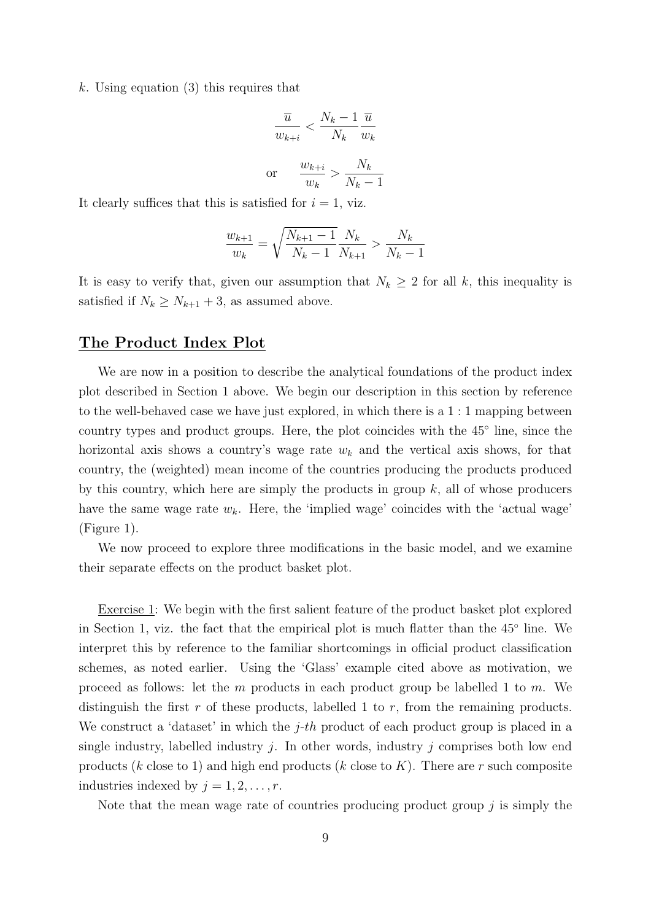$k$. Using equation (3) this requires that

$$\frac{\overline{u}}{w_{k+i}} < \frac{N_k - 1}{N_k}\frac{\overline{u}}{w_k}$$

$$\text{or} \qquad \frac{w_{k+i}}{w_k} > \frac{N_k}{N_k - 1}$$

It clearly suffices that this is satisfied for $i = 1$, viz.

$$\frac{w_{k+1}}{w_k} = \sqrt{\frac{N_{k+1} - 1}{N_k - 1}\frac{N_k}{N_{k+1}}} > \frac{N_k}{N_k - 1}$$

It is easy to verify that, given our assumption that $N_k \geq 2$ for all $k$, this inequality is satisfied if $N_k \geq N_{k+1} + 3$, as assumed above.

## The Product Index Plot

We are now in a position to describe the analytical foundations of the product index plot described in Section 1 above. We begin our description in this section by reference to the well-behaved case we have just explored, in which there is a $1 : 1$ mapping between country types and product groups. Here, the plot coincides with the $45°$ line, since the horizontal axis shows a country's wage rate $w_k$ and the vertical axis shows, for that country, the (weighted) mean income of the countries producing the products produced by this country, which here are simply the products in group $k$, all of whose producers have the same wage rate $w_k$. Here, the 'implied wage' coincides with the 'actual wage' (Figure 1).

We now proceed to explore three modifications in the basic model, and we examine their separate effects on the product basket plot.

Exercise 1: We begin with the first salient feature of the product basket plot explored in Section 1, viz. the fact that the empirical plot is much flatter than the $45°$ line. We interpret this by reference to the familiar shortcomings in official product classification schemes, as noted earlier. Using the 'Glass' example cited above as motivation, we proceed as follows: let the $m$ products in each product group be labelled 1 to $m$. We distinguish the first $r$ of these products, labelled 1 to $r$, from the remaining products. We construct a 'dataset' in which the $j$-*th* product of each product group is placed in a single industry, labelled industry $j$. In other words, industry $j$ comprises both low end products ($k$ close to 1) and high end products ($k$ close to $K$). There are $r$ such composite industries indexed by $j = 1, 2, \ldots, r$.

Note that the mean wage rate of countries producing product group $j$ is simply the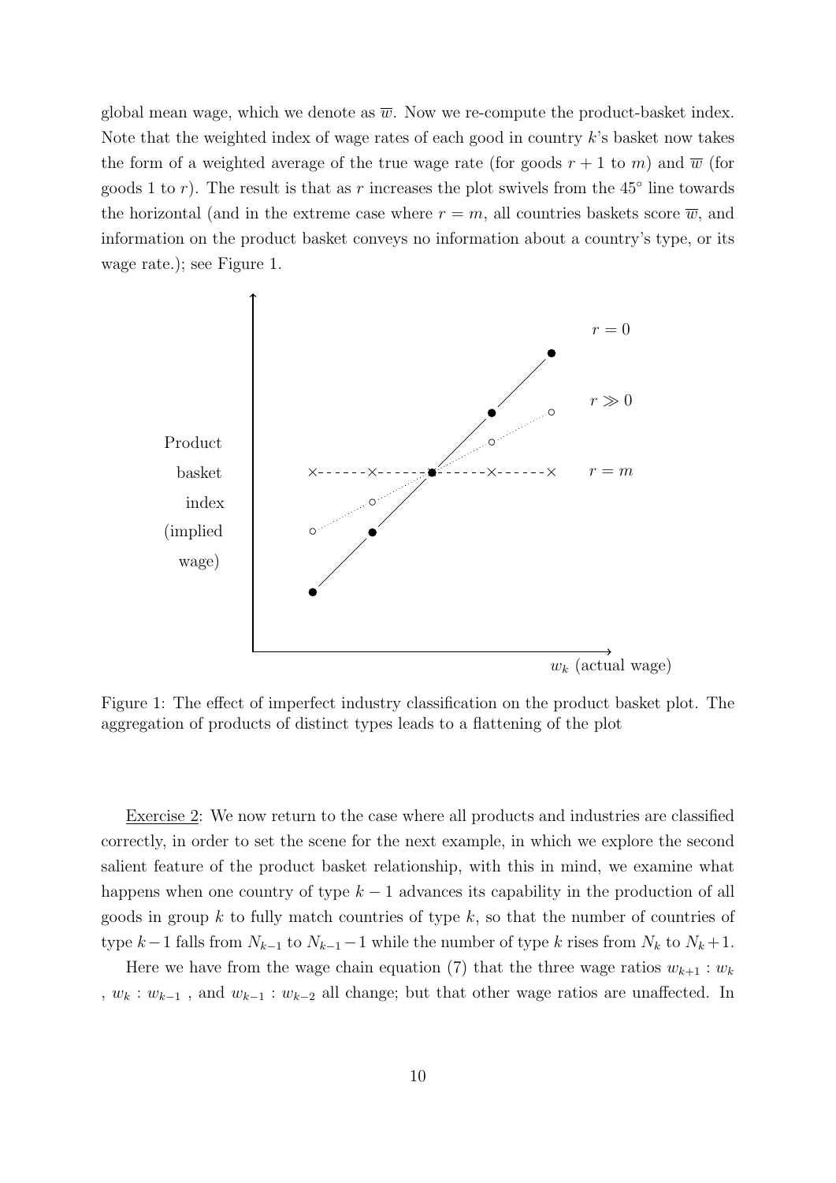global mean wage, which we denote as $\overline{w}$. Now we re-compute the product-basket index. Note that the weighted index of wage rates of each good in country $k$'s basket now takes the form of a weighted average of the true wage rate (for goods $r+1$ to $m$) and $\overline{w}$ (for goods 1 to $r$). The result is that as $r$ increases the plot swivels from the 45° line towards the horizontal (and in the extreme case where $r = m$, all countries baskets score $\overline{w}$, and information on the product basket conveys no information about a country's type, or its wage rate.); see Figure 1.

Figure 1: The effect of imperfect industry classification on the product basket plot. The aggregation of products of distinct types leads to a flattening of the plot

Exercise 2: We now return to the case where all products and industries are classified correctly, in order to set the scene for the next example, in which we explore the second salient feature of the product basket relationship, with this in mind, we examine what happens when one country of type $k-1$ advances its capability in the production of all goods in group $k$ to fully match countries of type $k$, so that the number of countries of type $k-1$ falls from $N_{k-1}$ to $N_{k-1}-1$ while the number of type $k$ rises from $N_k$ to $N_k+1$.

Here we have from the wage chain equation (7) that the three wage ratios $w_{k+1} : w_k$ , $w_k : w_{k-1}$ , and $w_{k-1} : w_{k-2}$ all change; but that other wage ratios are unaffected. In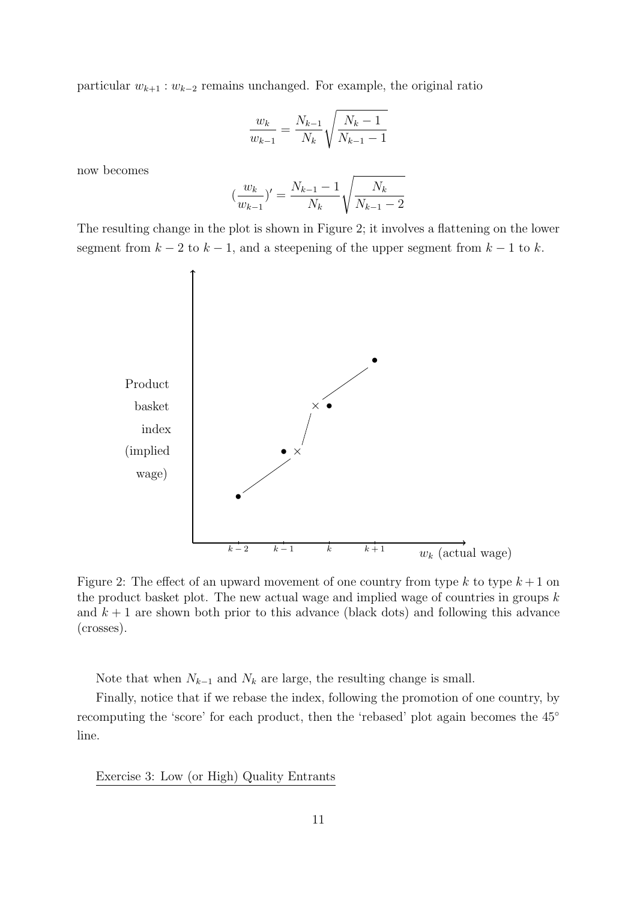particular $w_{k+1} : w_{k-2}$ remains unchanged. For example, the original ratio

$$\frac{w_k}{w_{k-1}} = \frac{N_{k-1}}{N_k}\sqrt{\frac{N_k - 1}{N_{k-1} - 1}}$$

now becomes

$$(\frac{w_k}{w_{k-1}})' = \frac{N_{k-1} - 1}{N_k}\sqrt{\frac{N_k}{N_{k-1} - 2}}$$

The resulting change in the plot is shown in Figure 2; it involves a flattening on the lower segment from $k-2$ to $k-1$, and a steepening of the upper segment from $k-1$ to $k$.

Figure 2: The effect of an upward movement of one country from type $k$ to type $k+1$ on the product basket plot. The new actual wage and implied wage of countries in groups $k$ and $k+1$ are shown both prior to this advance (black dots) and following this advance (crosses).

Note that when $N_{k-1}$ and $N_k$ are large, the resulting change is small.

Finally, notice that if we rebase the index, following the promotion of one country, by recomputing the 'score' for each product, then the 'rebased' plot again becomes the 45° line.

Exercise 3: Low (or High) Quality Entrants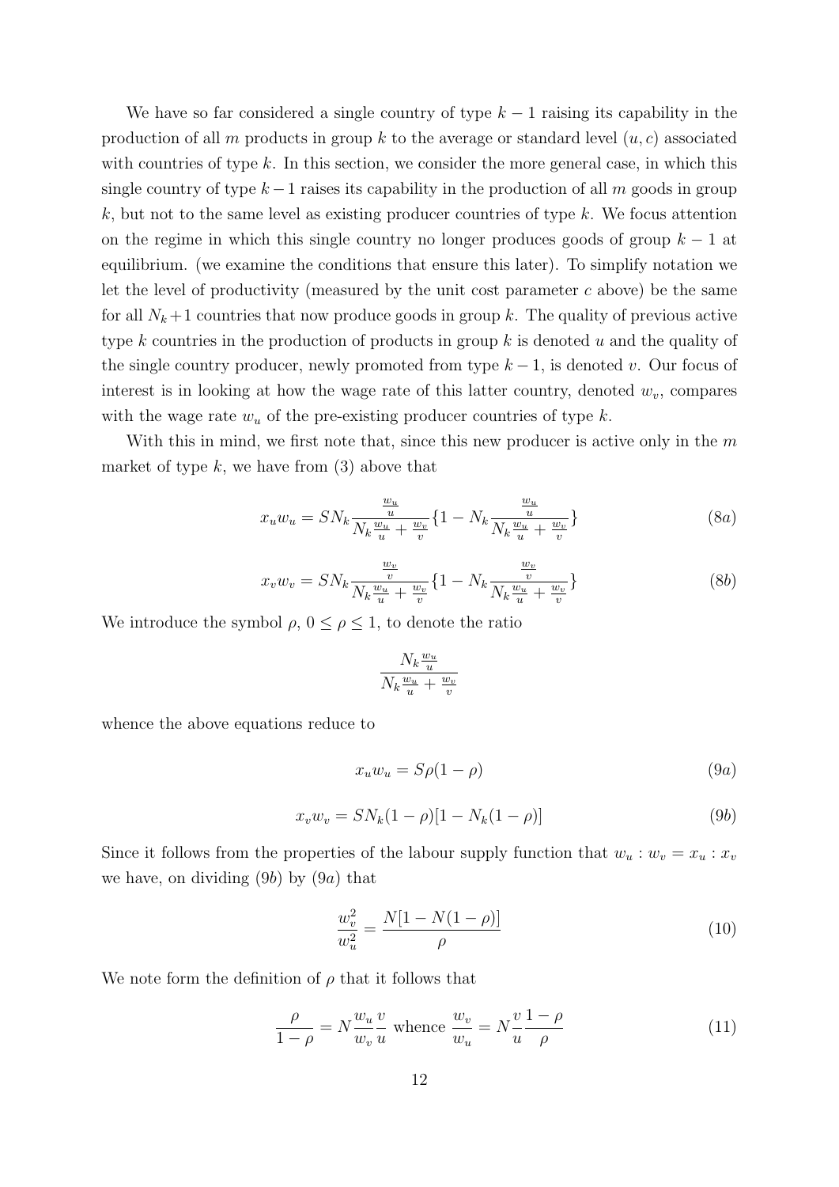We have so far considered a single country of type $k-1$ raising its capability in the production of all $m$ products in group $k$ to the average or standard level $(u, c)$ associated with countries of type $k$. In this section, we consider the more general case, in which this single country of type $k-1$ raises its capability in the production of all $m$ goods in group $k$, but not to the same level as existing producer countries of type $k$. We focus attention on the regime in which this single country no longer produces goods of group $k-1$ at equilibrium. (we examine the conditions that ensure this later). To simplify notation we let the level of productivity (measured by the unit cost parameter $c$ above) be the same for all $N_k+1$ countries that now produce goods in group $k$. The quality of previous active type $k$ countries in the production of products in group $k$ is denoted $u$ and the quality of the single country producer, newly promoted from type $k-1$, is denoted $v$. Our focus of interest is in looking at how the wage rate of this latter country, denoted $w_v$, compares with the wage rate $w_u$ of the pre-existing producer countries of type $k$.

With this in mind, we first note that, since this new producer is active only in the $m$ market of type $k$, we have from (3) above that

$$x_u w_u = SN_k \frac{\frac{w_u}{u}}{N_k \frac{w_u}{u} + \frac{w_v}{v}} \{1 - N_k \frac{\frac{w_u}{u}}{N_k \frac{w_u}{u} + \frac{w_v}{v}}\} \tag{8a}$$

$$x_v w_v = SN_k \frac{\frac{w_v}{v}}{N_k \frac{w_u}{u} + \frac{w_v}{v}} \{1 - N_k \frac{\frac{w_v}{v}}{N_k \frac{w_u}{u} + \frac{w_v}{v}}\} \tag{8b}$$

We introduce the symbol $\rho$, $0 \leq \rho \leq 1$, to denote the ratio

$$\frac{N_k \frac{w_u}{u}}{N_k \frac{w_u}{u} + \frac{w_v}{v}}$$

whence the above equations reduce to

$$x_u w_u = S\rho(1-\rho) \tag{9a}$$

$$x_v w_v = SN_k(1-\rho)[1 - N_k(1-\rho)] \tag{9b}$$

Since it follows from the properties of the labour supply function that $w_u : w_v = x_u : x_v$ we have, on dividing (9$b$) by (9$a$) that

$$\frac{w_v^2}{w_u^2} = \frac{N[1 - N(1-\rho)]}{\rho} \tag{10}$$

We note form the definition of $\rho$ that it follows that

$$\frac{\rho}{1-\rho} = N \frac{w_u}{w_v} \frac{v}{u} \text{ whence } \frac{w_v}{w_u} = N \frac{v}{u} \frac{1-\rho}{\rho} \tag{11}$$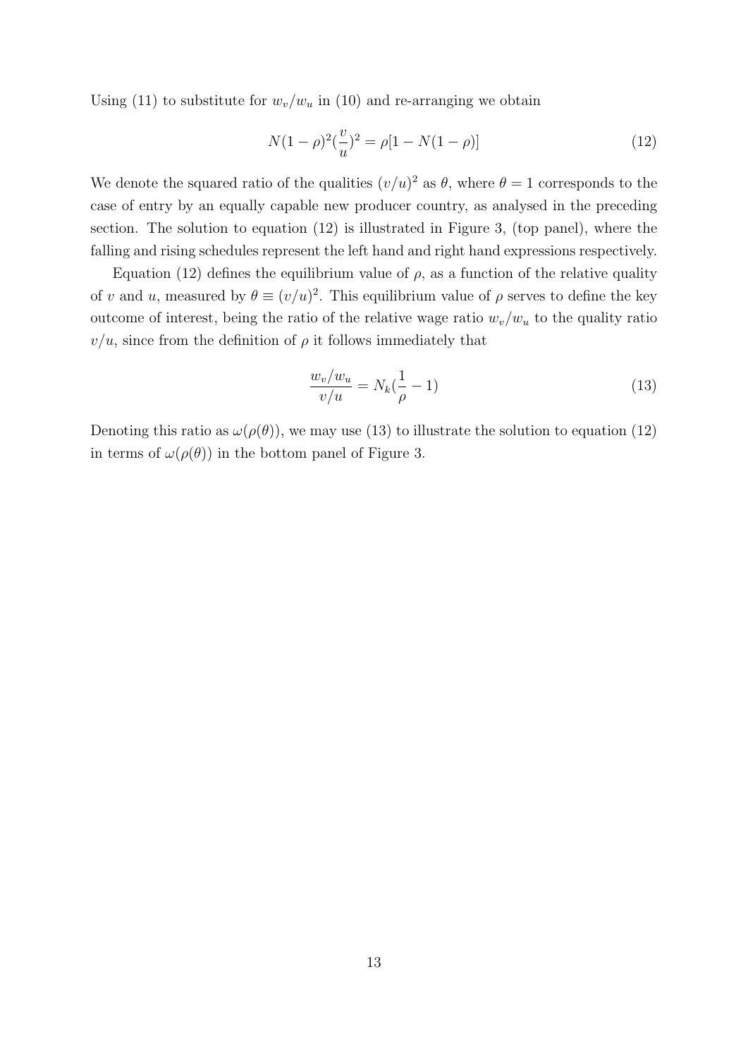Using (11) to substitute for $w_v/w_u$ in (10) and re-arranging we obtain

$$N(1-\rho)^2(\frac{v}{u})^2 = \rho[1 - N(1-\rho)] \tag{12}$$

We denote the squared ratio of the qualities $(v/u)^2$ as $\theta$, where $\theta = 1$ corresponds to the case of entry by an equally capable new producer country, as analysed in the preceding section. The solution to equation (12) is illustrated in Figure 3, (top panel), where the falling and rising schedules represent the left hand and right hand expressions respectively.

Equation (12) defines the equilibrium value of $\rho$, as a function of the relative quality of $v$ and $u$, measured by $\theta \equiv (v/u)^2$. This equilibrium value of $\rho$ serves to define the key outcome of interest, being the ratio of the relative wage ratio $w_v/w_u$ to the quality ratio $v/u$, since from the definition of $\rho$ it follows immediately that

$$\frac{w_v/w_u}{v/u} = N_k(\frac{1}{\rho} - 1) \tag{13}$$

Denoting this ratio as $\omega(\rho(\theta))$, we may use (13) to illustrate the solution to equation (12) in terms of $\omega(\rho(\theta))$ in the bottom panel of Figure 3.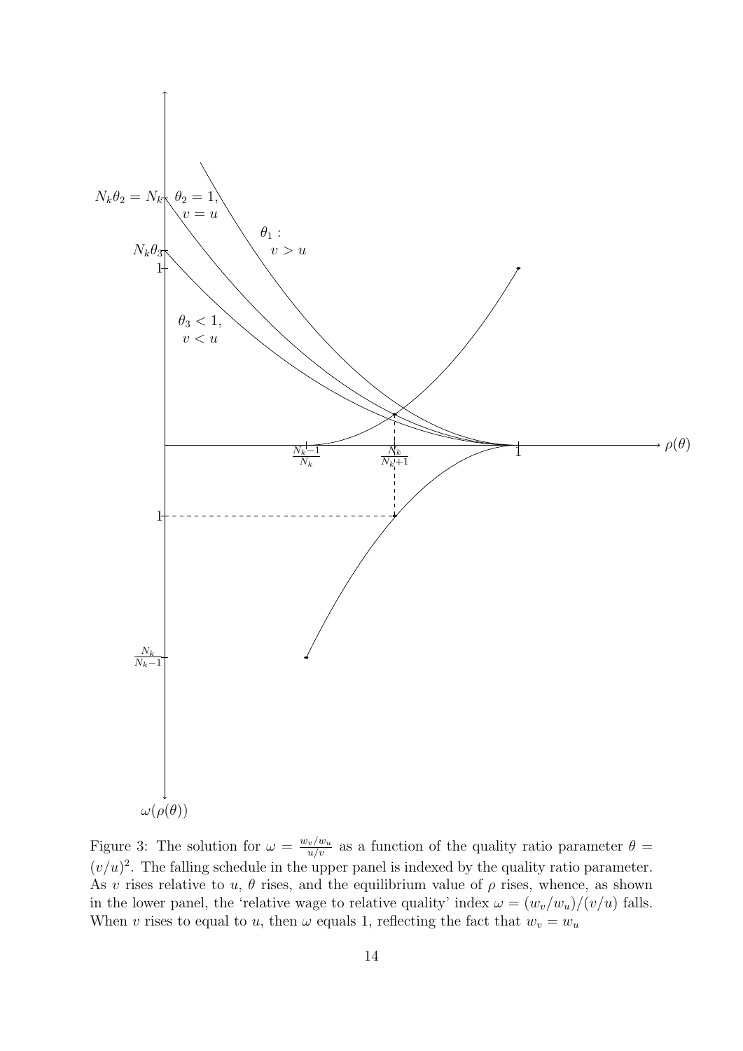Figure 3: The solution for $\omega = \frac{w_v/w_u}{u/v}$ as a function of the quality ratio parameter $\theta = (v/u)^2$. The falling schedule in the upper panel is indexed by the quality ratio parameter. As $v$ rises relative to $u$, $\theta$ rises, and the equilibrium value of $\rho$ rises, whence, as shown in the lower panel, the 'relative wage to relative quality' index $\omega = (w_v/w_u)/(v/u)$ falls. When $v$ rises to equal to $u$, then $\omega$ equals 1, reflecting the fact that $w_v = w_u$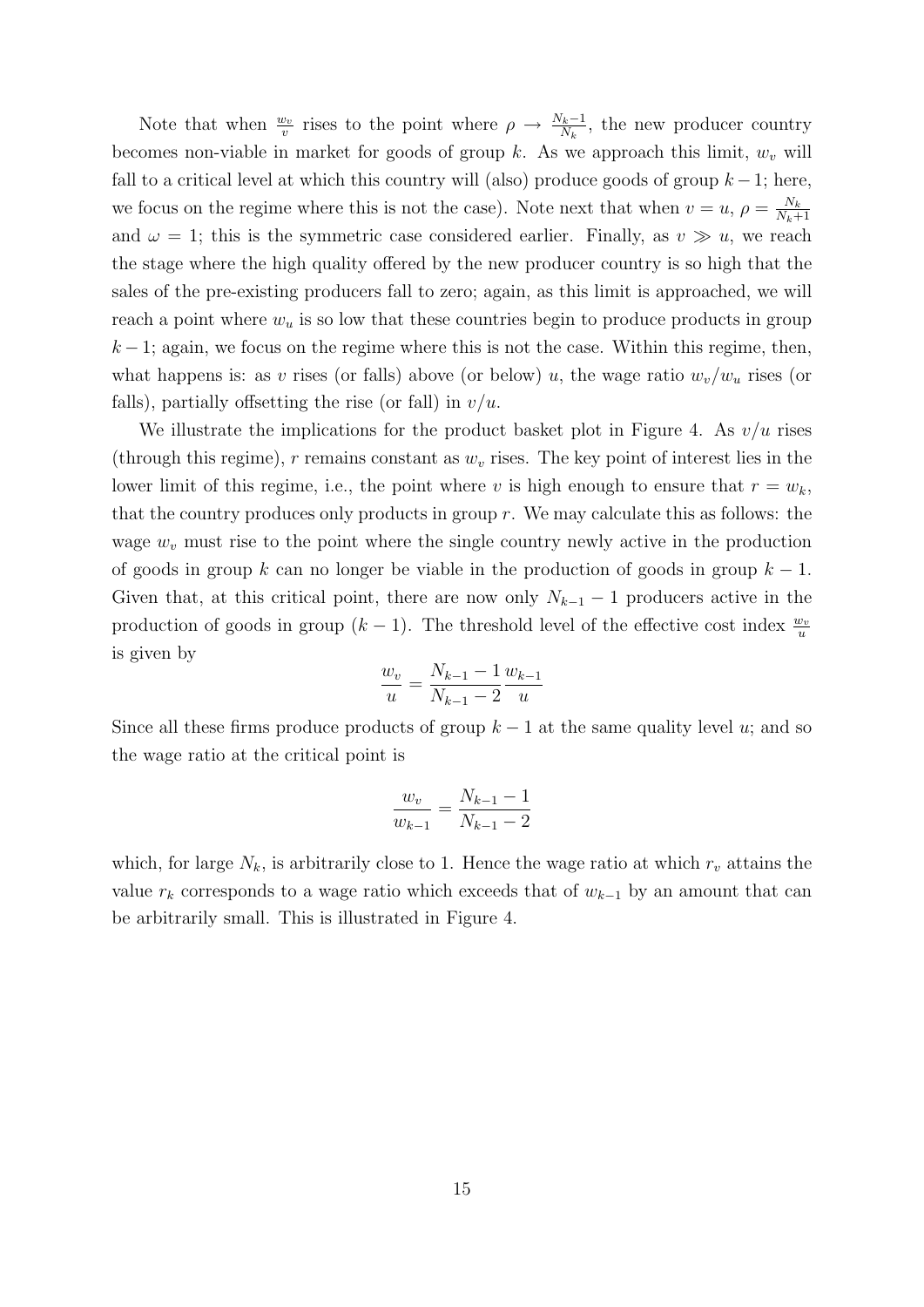Note that when $\frac{w_v}{v}$ rises to the point where $\rho \to \frac{N_k - 1}{N_k}$, the new producer country becomes non-viable in market for goods of group $k$. As we approach this limit, $w_v$ will fall to a critical level at which this country will (also) produce goods of group $k-1$; here, we focus on the regime where this is not the case). Note next that when $v = u$, $\rho = \frac{N_k}{N_k + 1}$ and $\omega = 1$; this is the symmetric case considered earlier. Finally, as $v \gg u$, we reach the stage where the high quality offered by the new producer country is so high that the sales of the pre-existing producers fall to zero; again, as this limit is approached, we will reach a point where $w_u$ is so low that these countries begin to produce products in group $k-1$; again, we focus on the regime where this is not the case. Within this regime, then, what happens is: as $v$ rises (or falls) above (or below) $u$, the wage ratio $w_v/w_u$ rises (or falls), partially offsetting the rise (or fall) in $v/u$.

We illustrate the implications for the product basket plot in Figure 4. As $v/u$ rises (through this regime), $r$ remains constant as $w_v$ rises. The key point of interest lies in the lower limit of this regime, i.e., the point where $v$ is high enough to ensure that $r = w_k$, that the country produces only products in group $r$. We may calculate this as follows: the wage $w_v$ must rise to the point where the single country newly active in the production of goods in group $k$ can no longer be viable in the production of goods in group $k-1$. Given that, at this critical point, there are now only $N_{k-1} - 1$ producers active in the production of goods in group $(k-1)$. The threshold level of the effective cost index $\frac{w_v}{u}$ is given by

$$\frac{w_v}{u} = \frac{N_{k-1} - 1}{N_{k-1} - 2} \frac{w_{k-1}}{u}$$

Since all these firms produce products of group $k-1$ at the same quality level $u$; and so the wage ratio at the critical point is

$$\frac{w_v}{w_{k-1}} = \frac{N_{k-1} - 1}{N_{k-1} - 2}$$

which, for large $N_k$, is arbitrarily close to 1. Hence the wage ratio at which $r_v$ attains the value $r_k$ corresponds to a wage ratio which exceeds that of $w_{k-1}$ by an amount that can be arbitrarily small. This is illustrated in Figure 4.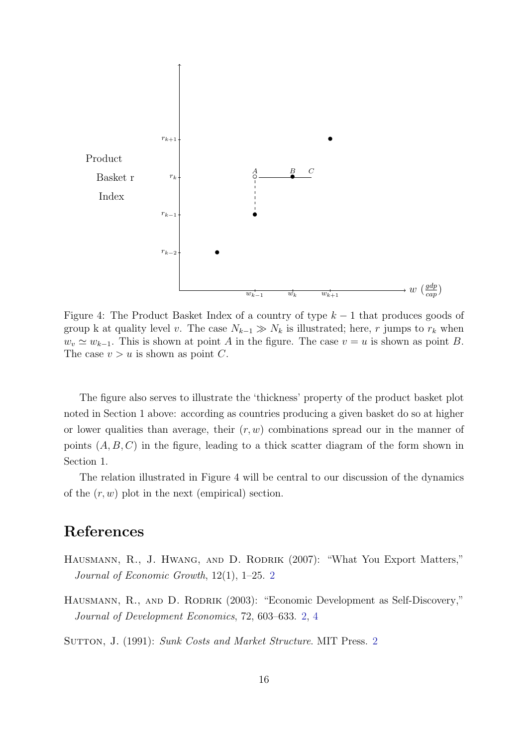Figure 4: The Product Basket Index of a country of type $k-1$ that produces goods of group k at quality level $v$. The case $N_{k-1} \gg N_k$ is illustrated; here, $r$ jumps to $r_k$ when $w_v \simeq w_{k-1}$. This is shown at point $A$ in the figure. The case $v = u$ is shown as point $B$. The case $v > u$ is shown as point $C$.

The figure also serves to illustrate the 'thickness' property of the product basket plot noted in Section 1 above: according as countries producing a given basket do so at higher or lower qualities than average, their $(r, w)$ combinations spread our in the manner of points $(A, B, C)$ in the figure, leading to a thick scatter diagram of the form shown in Section 1.

The relation illustrated in Figure 4 will be central to our discussion of the dynamics of the $(r, w)$ plot in the next (empirical) section.

# References

Hausmann, R., J. Hwang, and D. Rodrik (2007): "What You Export Matters," *Journal of Economic Growth*, 12(1), 1–25. 2

Hausmann, R., and D. Rodrik (2003): "Economic Development as Self-Discovery," *Journal of Development Economics*, 72, 603–633. 2, 4

Sutton, J. (1991): *Sunk Costs and Market Structure*. MIT Press. 2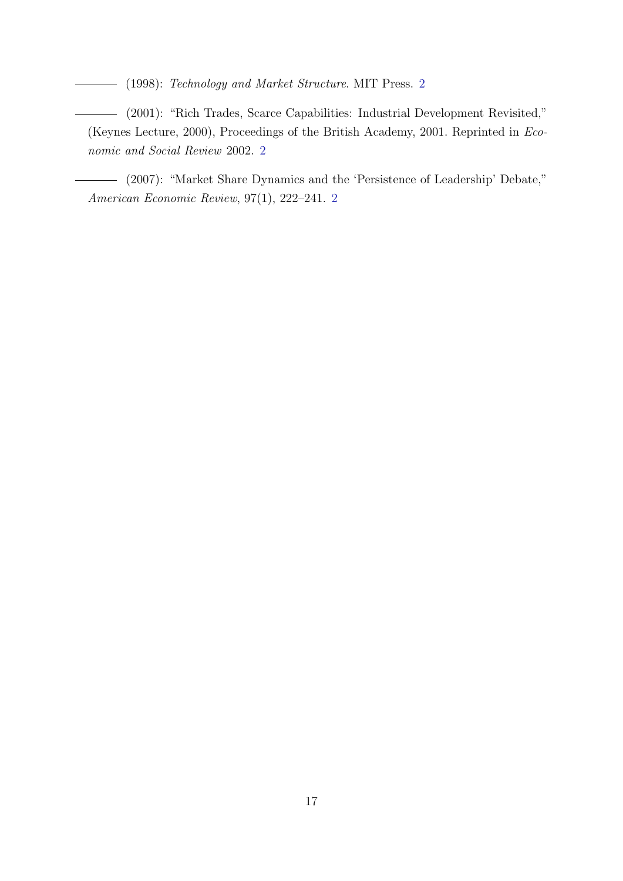——— (1998): *Technology and Market Structure*. MIT Press. 2

——— (2001): "Rich Trades, Scarce Capabilities: Industrial Development Revisited," (Keynes Lecture, 2000), Proceedings of the British Academy, 2001. Reprinted in *Economic and Social Review* 2002. 2

——— (2007): "Market Share Dynamics and the 'Persistence of Leadership' Debate," *American Economic Review*, 97(1), 222–241. 2